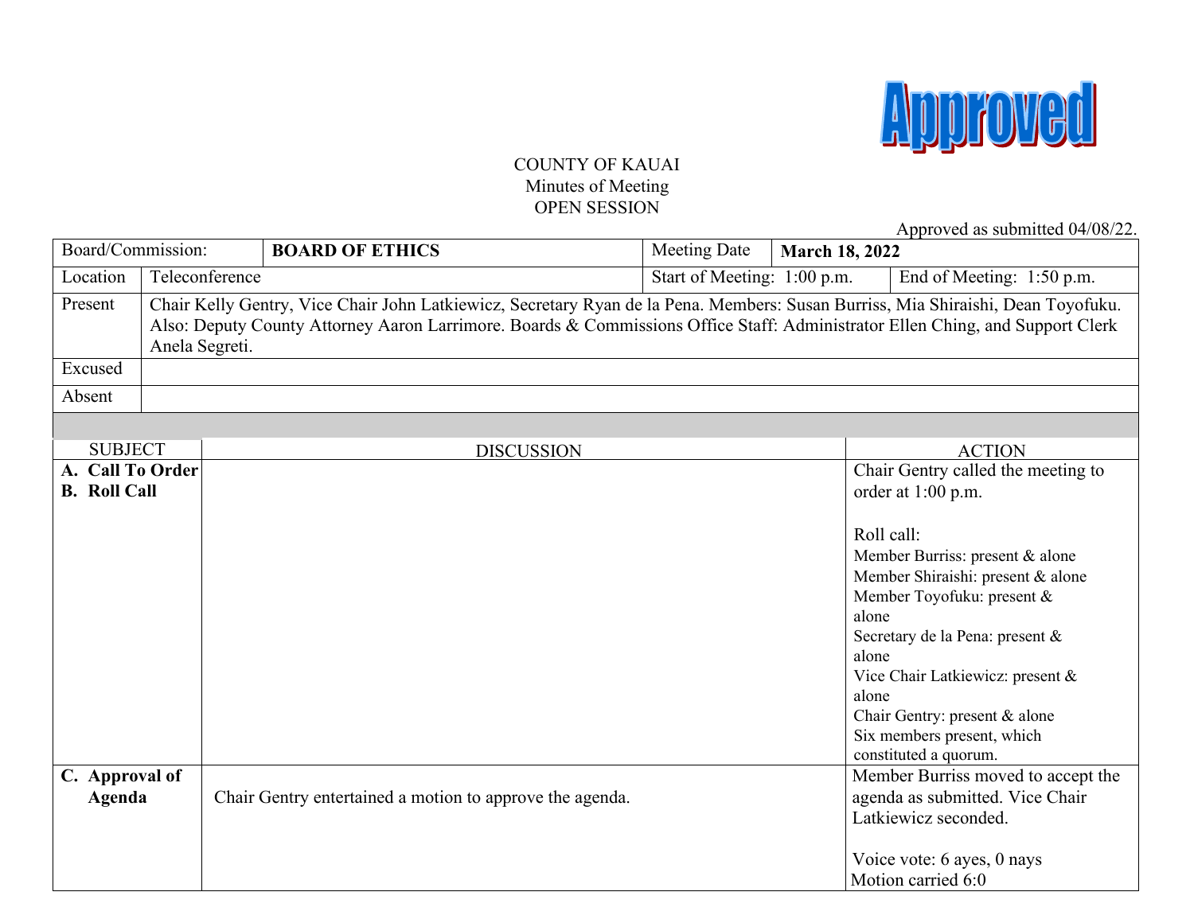Approved

COUNTY OF KAUAI
Minutes of Meeting
OPEN SESSION

Approved as submitted 04/08/22.

| Board/Commission: | **BOARD OF ETHICS** | Meeting Date | **March 18, 2022** |
|---|---|---|---|
| Location | Teleconference | Start of Meeting: 1:00 p.m. | End of Meeting: 1:50 p.m. |
| Present | Chair Kelly Gentry, Vice Chair John Latkiewicz, Secretary Ryan de la Pena. Members: Susan Burriss, Mia Shiraishi, Dean Toyofuku. Also: Deputy County Attorney Aaron Larrimore. Boards & Commissions Office Staff: Administrator Ellen Ching, and Support Clerk Anela Segreti. | | |
| Excused | | | |
| Absent | | | |

| SUBJECT | DISCUSSION | ACTION |
|---|---|---|
| **A. Call To Order**<br>**B. Roll Call** | | Chair Gentry called the meeting to order at 1:00 p.m.<br><br>Roll call:<br>Member Burriss: present & alone<br>Member Shiraishi: present & alone<br>Member Toyofuku: present & alone<br>Secretary de la Pena: present & alone<br>Vice Chair Latkiewicz: present & alone<br>Chair Gentry: present & alone<br>Six members present, which constituted a quorum. |
| **C. Approval of Agenda** | Chair Gentry entertained a motion to approve the agenda. | Member Burriss moved to accept the agenda as submitted. Vice Chair Latkiewicz seconded.<br><br>Voice vote: 6 ayes, 0 nays<br>Motion carried 6:0 |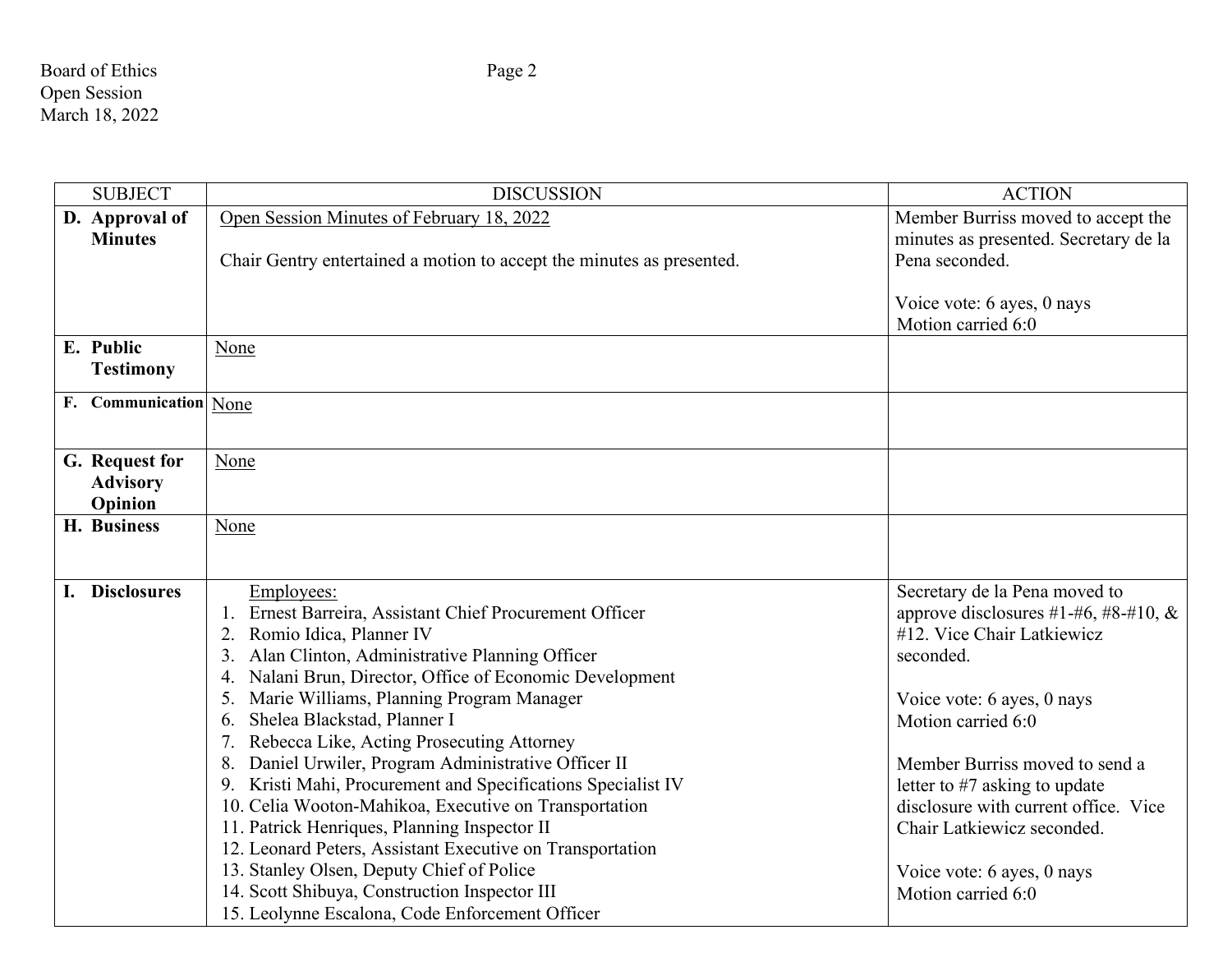| SUBJECT | DISCUSSION | ACTION |
|---|---|---|
| **D. Approval of Minutes** | Open Session Minutes of February 18, 2022<br><br>Chair Gentry entertained a motion to accept the minutes as presented. | Member Burriss moved to accept the minutes as presented. Secretary de la Pena seconded.<br><br>Voice vote: 6 ayes, 0 nays<br>Motion carried 6:0 |
| **E. Public Testimony** | None | |
| **F. Communication** | None | |
| **G. Request for Advisory Opinion** | None | |
| **H. Business** | None | |
| **I. Disclosures** | Employees:<br>1. Ernest Barreira, Assistant Chief Procurement Officer<br>2. Romio Idica, Planner IV<br>3. Alan Clinton, Administrative Planning Officer<br>4. Nalani Brun, Director, Office of Economic Development<br>5. Marie Williams, Planning Program Manager<br>6. Shelea Blackstad, Planner I<br>7. Rebecca Like, Acting Prosecuting Attorney<br>8. Daniel Urwiler, Program Administrative Officer II<br>9. Kristi Mahi, Procurement and Specifications Specialist IV<br>10. Celia Wooton-Mahikoa, Executive on Transportation<br>11. Patrick Henriques, Planning Inspector II<br>12. Leonard Peters, Assistant Executive on Transportation<br>13. Stanley Olsen, Deputy Chief of Police<br>14. Scott Shibuya, Construction Inspector III<br>15. Leolynne Escalona, Code Enforcement Officer | Secretary de la Pena moved to approve disclosures #1-#6, #8-#10, & #12. Vice Chair Latkiewicz seconded.<br><br>Voice vote: 6 ayes, 0 nays<br>Motion carried 6:0<br><br>Member Burriss moved to send a letter to #7 asking to update disclosure with current office. Vice Chair Latkiewicz seconded.<br><br>Voice vote: 6 ayes, 0 nays<br>Motion carried 6:0 |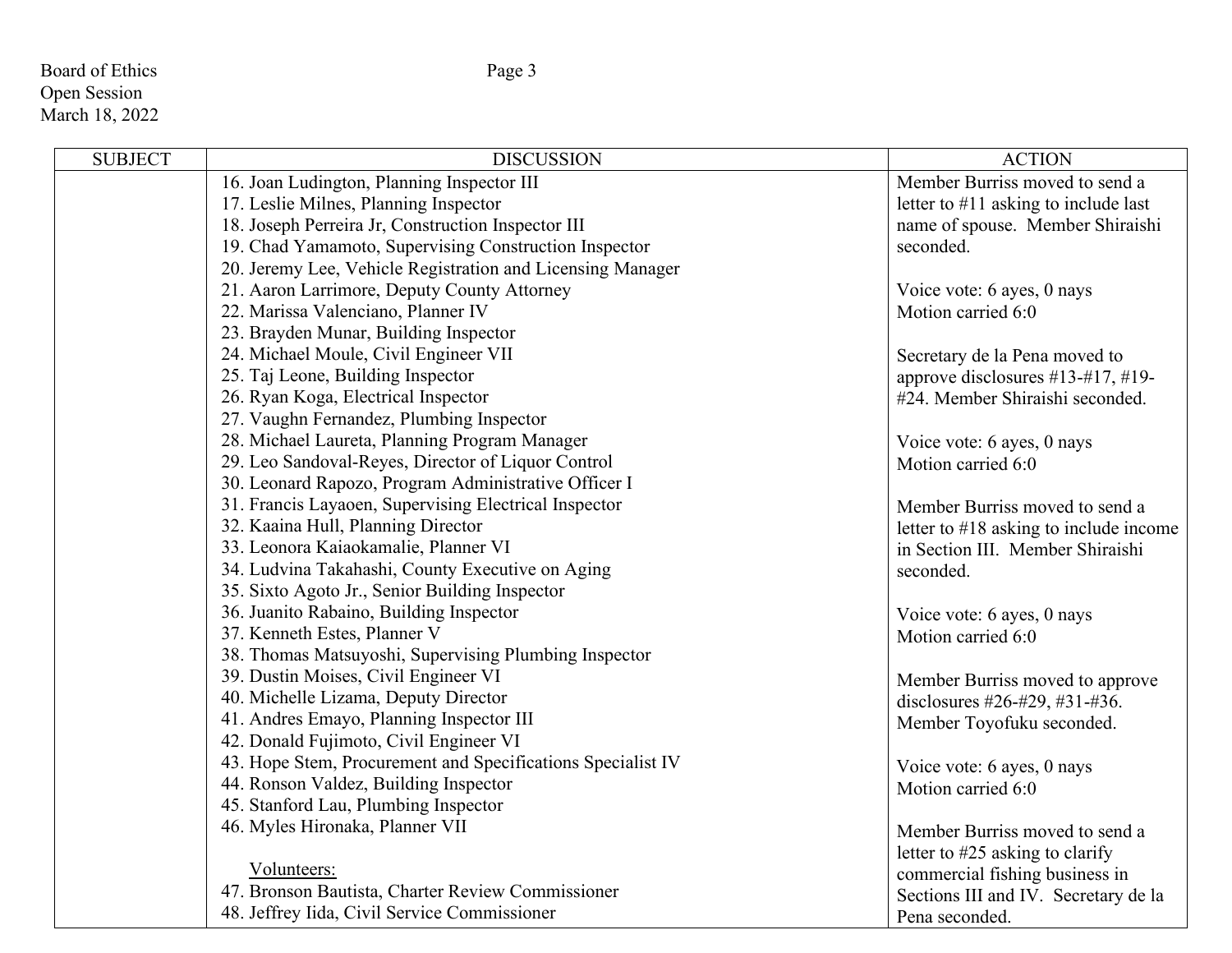| SUBJECT | DISCUSSION | ACTION |
|---|---|---|
| | 16. Joan Ludington, Planning Inspector III<br>17. Leslie Milnes, Planning Inspector<br>18. Joseph Perreira Jr, Construction Inspector III<br>19. Chad Yamamoto, Supervising Construction Inspector<br>20. Jeremy Lee, Vehicle Registration and Licensing Manager<br>21. Aaron Larrimore, Deputy County Attorney<br>22. Marissa Valenciano, Planner IV<br>23. Brayden Munar, Building Inspector<br>24. Michael Moule, Civil Engineer VII<br>25. Taj Leone, Building Inspector<br>26. Ryan Koga, Electrical Inspector<br>27. Vaughn Fernandez, Plumbing Inspector<br>28. Michael Laureta, Planning Program Manager<br>29. Leo Sandoval-Reyes, Director of Liquor Control<br>30. Leonard Rapozo, Program Administrative Officer I<br>31. Francis Layaoen, Supervising Electrical Inspector<br>32. Kaaina Hull, Planning Director<br>33. Leonora Kaiaokamalie, Planner VI<br>34. Ludvina Takahashi, County Executive on Aging<br>35. Sixto Agoto Jr., Senior Building Inspector<br>36. Juanito Rabaino, Building Inspector<br>37. Kenneth Estes, Planner V<br>38. Thomas Matsuyoshi, Supervising Plumbing Inspector<br>39. Dustin Moises, Civil Engineer VI<br>40. Michelle Lizama, Deputy Director<br>41. Andres Emayo, Planning Inspector III<br>42. Donald Fujimoto, Civil Engineer VI<br>43. Hope Stem, Procurement and Specifications Specialist IV<br>44. Ronson Valdez, Building Inspector<br>45. Stanford Lau, Plumbing Inspector<br>46. Myles Hironaka, Planner VII<br><br><u>Volunteers:</u><br>47. Bronson Bautista, Charter Review Commissioner<br>48. Jeffrey Iida, Civil Service Commissioner | Member Burriss moved to send a letter to #11 asking to include last name of spouse. Member Shiraishi seconded.<br><br>Voice vote: 6 ayes, 0 nays<br>Motion carried 6:0<br><br>Secretary de la Pena moved to approve disclosures #13-#17, #19-#24. Member Shiraishi seconded.<br><br>Voice vote: 6 ayes, 0 nays<br>Motion carried 6:0<br><br>Member Burriss moved to send a letter to #18 asking to include income in Section III. Member Shiraishi seconded.<br><br>Voice vote: 6 ayes, 0 nays<br>Motion carried 6:0<br><br>Member Burriss moved to approve disclosures #26-#29, #31-#36. Member Toyofuku seconded.<br><br>Voice vote: 6 ayes, 0 nays<br>Motion carried 6:0<br><br>Member Burriss moved to send a letter to #25 asking to clarify commercial fishing business in Sections III and IV. Secretary de la Pena seconded. |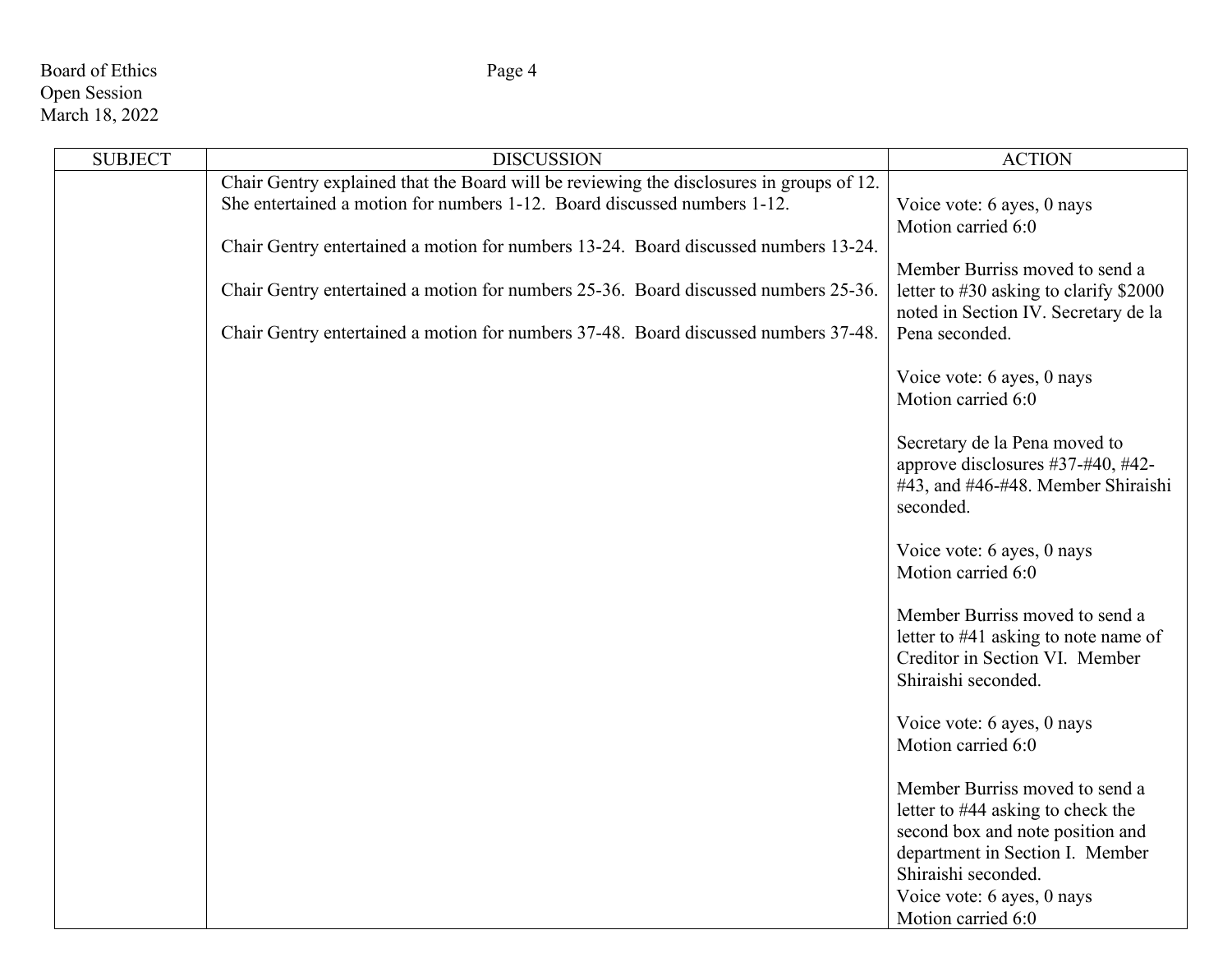| SUBJECT | DISCUSSION | ACTION |
|---|---|---|
| | Chair Gentry explained that the Board will be reviewing the disclosures in groups of 12. She entertained a motion for numbers 1-12. Board discussed numbers 1-12.<br><br>Chair Gentry entertained a motion for numbers 13-24. Board discussed numbers 13-24.<br><br>Chair Gentry entertained a motion for numbers 25-36. Board discussed numbers 25-36.<br><br>Chair Gentry entertained a motion for numbers 37-48. Board discussed numbers 37-48. | Voice vote: 6 ayes, 0 nays<br>Motion carried 6:0<br><br>Member Burriss moved to send a letter to #30 asking to clarify $2000 noted in Section IV. Secretary de la Pena seconded.<br><br>Voice vote: 6 ayes, 0 nays<br>Motion carried 6:0<br><br>Secretary de la Pena moved to approve disclosures #37-#40, #42-#43, and #46-#48. Member Shiraishi seconded.<br><br>Voice vote: 6 ayes, 0 nays<br>Motion carried 6:0<br><br>Member Burriss moved to send a letter to #41 asking to note name of Creditor in Section VI. Member Shiraishi seconded.<br><br>Voice vote: 6 ayes, 0 nays<br>Motion carried 6:0<br><br>Member Burriss moved to send a letter to #44 asking to check the second box and note position and department in Section I. Member Shiraishi seconded.<br>Voice vote: 6 ayes, 0 nays<br>Motion carried 6:0 |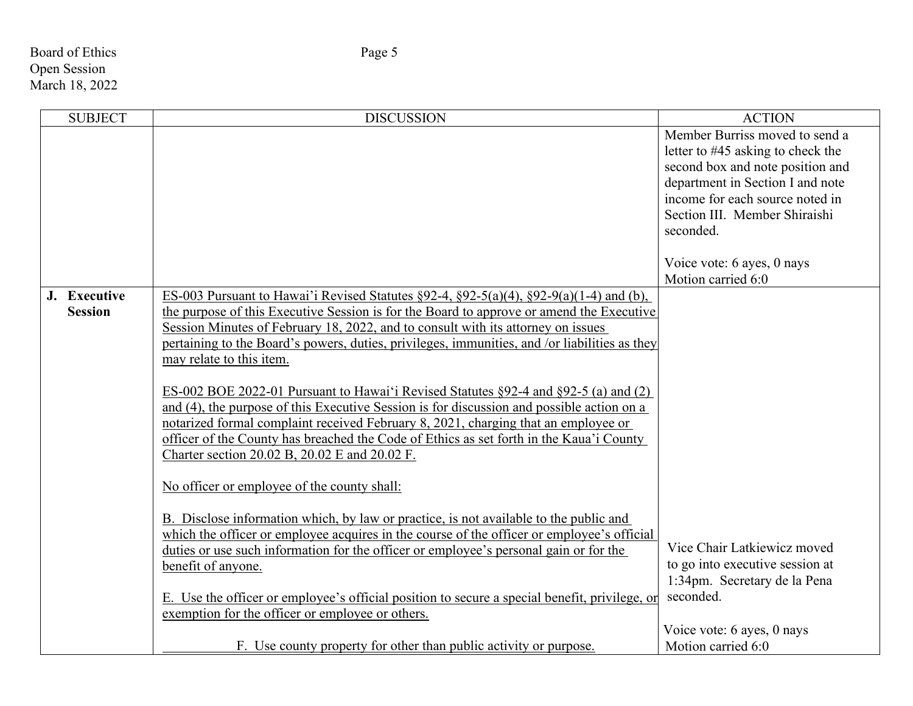| SUBJECT | DISCUSSION | ACTION |
|---|---|---|
| | | Member Burriss moved to send a letter to #45 asking to check the second box and note position and department in Section I and note income for each source noted in Section III. Member Shiraishi seconded.<br><br>Voice vote: 6 ayes, 0 nays<br>Motion carried 6:0 |
| **J. Executive Session** | ES-003 Pursuant to Hawai'i Revised Statutes §92-4, §92-5(a)(4), §92-9(a)(1-4) and (b), the purpose of this Executive Session is for the Board to approve or amend the Executive Session Minutes of February 18, 2022, and to consult with its attorney on issues pertaining to the Board's powers, duties, privileges, immunities, and /or liabilities as they may relate to this item.<br><br>ES-002 BOE 2022-01 Pursuant to Hawai'i Revised Statutes §92-4 and §92-5 (a) and (2) and (4), the purpose of this Executive Session is for discussion and possible action on a notarized formal complaint received February 8, 2021, charging that an employee or officer of the County has breached the Code of Ethics as set forth in the Kaua'i County Charter section 20.02 B, 20.02 E and 20.02 F.<br><br>No officer or employee of the county shall:<br><br>B. Disclose information which, by law or practice, is not available to the public and which the officer or employee acquires in the course of the officer or employee's official duties or use such information for the officer or employee's personal gain or for the benefit of anyone.<br><br>E. Use the officer or employee's official position to secure a special benefit, privilege, or exemption for the officer or employee or others.<br><br>F. Use county property for other than public activity or purpose. | Vice Chair Latkiewicz moved to go into executive session at 1:34pm. Secretary de la Pena seconded.<br><br>Voice vote: 6 ayes, 0 nays<br>Motion carried 6:0 |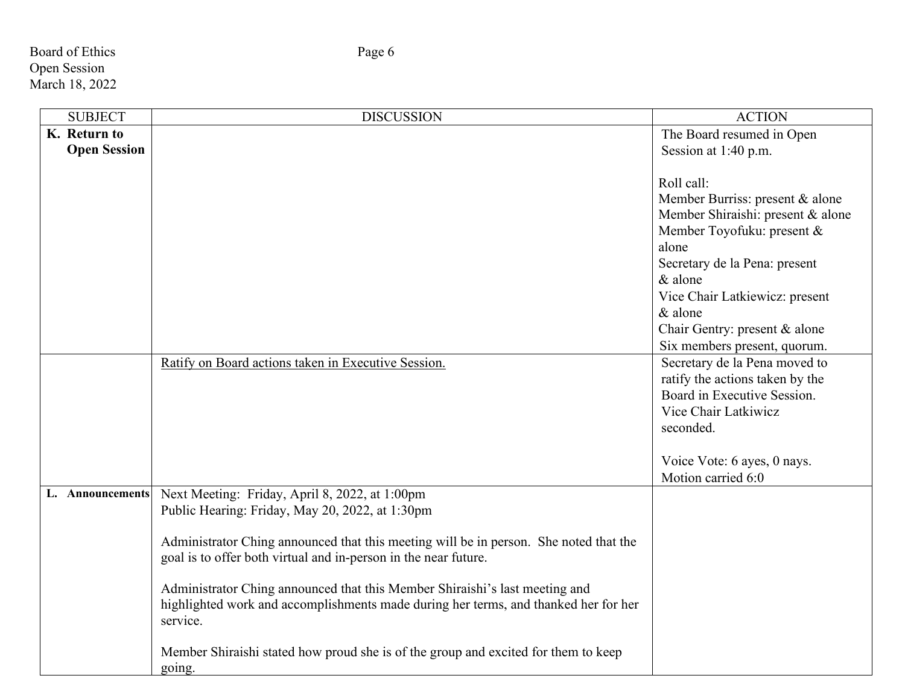| SUBJECT | DISCUSSION | ACTION |
|---|---|---|
| **K. Return to Open Session** | | The Board resumed in Open Session at 1:40 p.m.<br><br>Roll call:<br>Member Burriss: present & alone<br>Member Shiraishi: present & alone<br>Member Toyofuku: present & alone<br>Secretary de la Pena: present & alone<br>Vice Chair Latkiewicz: present & alone<br>Chair Gentry: present & alone<br>Six members present, quorum. |
| | <u>Ratify on Board actions taken in Executive Session.</u> | Secretary de la Pena moved to ratify the actions taken by the Board in Executive Session. Vice Chair Latkiwicz seconded.<br><br>Voice Vote: 6 ayes, 0 nays. Motion carried 6:0 |
| **L. Announcements** | Next Meeting: Friday, April 8, 2022, at 1:00pm<br>Public Hearing: Friday, May 20, 2022, at 1:30pm<br><br>Administrator Ching announced that this meeting will be in person. She noted that the goal is to offer both virtual and in-person in the near future.<br><br>Administrator Ching announced that this Member Shiraishi's last meeting and highlighted work and accomplishments made during her terms, and thanked her for her service.<br><br>Member Shiraishi stated how proud she is of the group and excited for them to keep going. | |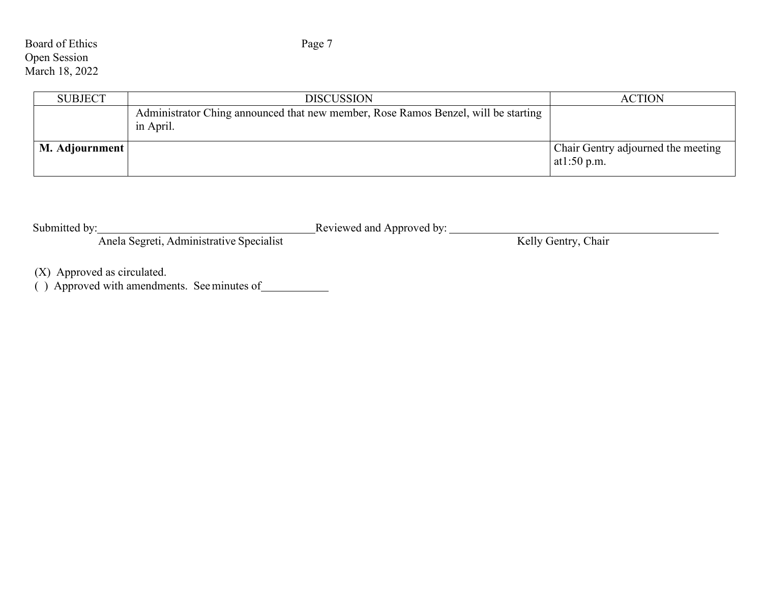| SUBJECT | DISCUSSION | ACTION |
|---|---|---|
| | Administrator Ching announced that new member, Rose Ramos Benzel, will be starting in April. | |
| **M. Adjournment** | | Chair Gentry adjourned the meeting at1:50 p.m. |

Submitted by:______________________________________ Reviewed and Approved by: ______________________________________________
Anela Segreti, Administrative Specialist Kelly Gentry, Chair

(X) Approved as circulated.
( ) Approved with amendments. See minutes of___________